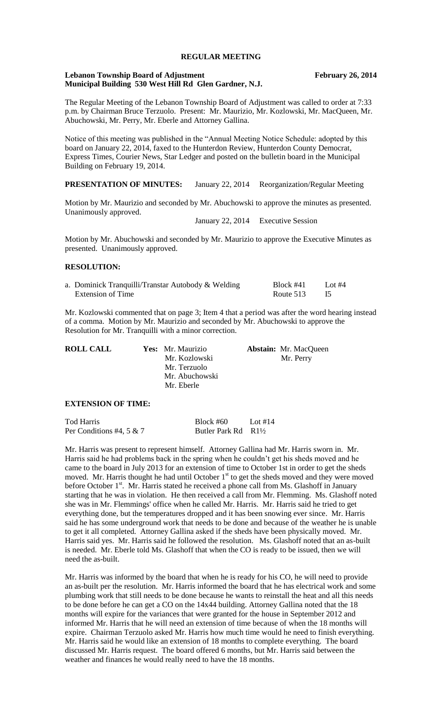# REGULAR MEETING

**Lebanon Township Board of Adjustment** **February 26, 2014**
**Municipal Building 530 West Hill Rd Glen Gardner, N.J.**

The Regular Meeting of the Lebanon Township Board of Adjustment was called to order at 7:33 p.m. by Chairman Bruce Terzuolo. Present: Mr. Maurizio, Mr. Kozlowski, Mr. MacQueen, Mr. Abuchowski, Mr. Perry, Mr. Eberle and Attorney Gallina.

Notice of this meeting was published in the "Annual Meeting Notice Schedule: adopted by this board on January 22, 2014, faxed to the Hunterdon Review, Hunterdon County Democrat, Express Times, Courier News, Star Ledger and posted on the bulletin board in the Municipal Building on February 19, 2014.

**PRESENTATION OF MINUTES:** January 22, 2014 Reorganization/Regular Meeting

Motion by Mr. Maurizio and seconded by Mr. Abuchowski to approve the minutes as presented. Unanimously approved.

January 22, 2014 Executive Session

Motion by Mr. Abuchowski and seconded by Mr. Maurizio to approve the Executive Minutes as presented. Unanimously approved.

**RESOLUTION:**

| | | |
|---|---|---|
| a. Dominick Tranquilli/Transtar Autobody & Welding | Block #41 | Lot #4 |
| Extension of Time | Route 513 | I5 |

Mr. Kozlowski commented that on page 3; Item 4 that a period was after the word hearing instead of a comma. Motion by Mr. Maurizio and seconded by Mr. Abuchowski to approve the Resolution for Mr. Tranquilli with a minor correction.

**ROLL CALL** **Yes:** Mr. Maurizio, Mr. Kozlowski, Mr. Terzuolo, Mr. Abuchowski, Mr. Eberle **Abstain:** Mr. MacQueen, Mr. Perry

**EXTENSION OF TIME:**

| | | |
|---|---|---|
| Tod Harris | Block #60 | Lot #14 |
| Per Conditions #4, 5 & 7 | Butler Park Rd | R1½ |

Mr. Harris was present to represent himself. Attorney Gallina had Mr. Harris sworn in. Mr. Harris said he had problems back in the spring when he couldn't get his sheds moved and he came to the board in July 2013 for an extension of time to October 1st in order to get the sheds moved. Mr. Harris thought he had until October 1st to get the sheds moved and they were moved before October 1st. Mr. Harris stated he received a phone call from Ms. Glashoff in January starting that he was in violation. He then received a call from Mr. Flemming. Ms. Glashoff noted she was in Mr. Flemmings' office when he called Mr. Harris. Mr. Harris said he tried to get everything done, but the temperatures dropped and it has been snowing ever since. Mr. Harris said he has some underground work that needs to be done and because of the weather he is unable to get it all completed. Attorney Gallina asked if the sheds have been physically moved. Mr. Harris said yes. Mr. Harris said he followed the resolution. Ms. Glashoff noted that an as-built is needed. Mr. Eberle told Ms. Glashoff that when the CO is ready to be issued, then we will need the as-built.

Mr. Harris was informed by the board that when he is ready for his CO, he will need to provide an as-built per the resolution. Mr. Harris informed the board that he has electrical work and some plumbing work that still needs to be done because he wants to reinstall the heat and all this needs to be done before he can get a CO on the 14x44 building. Attorney Gallina noted that the 18 months will expire for the variances that were granted for the house in September 2012 and informed Mr. Harris that he will need an extension of time because of when the 18 months will expire. Chairman Terzuolo asked Mr. Harris how much time would he need to finish everything. Mr. Harris said he would like an extension of 18 months to complete everything. The board discussed Mr. Harris request. The board offered 6 months, but Mr. Harris said between the weather and finances he would really need to have the 18 months.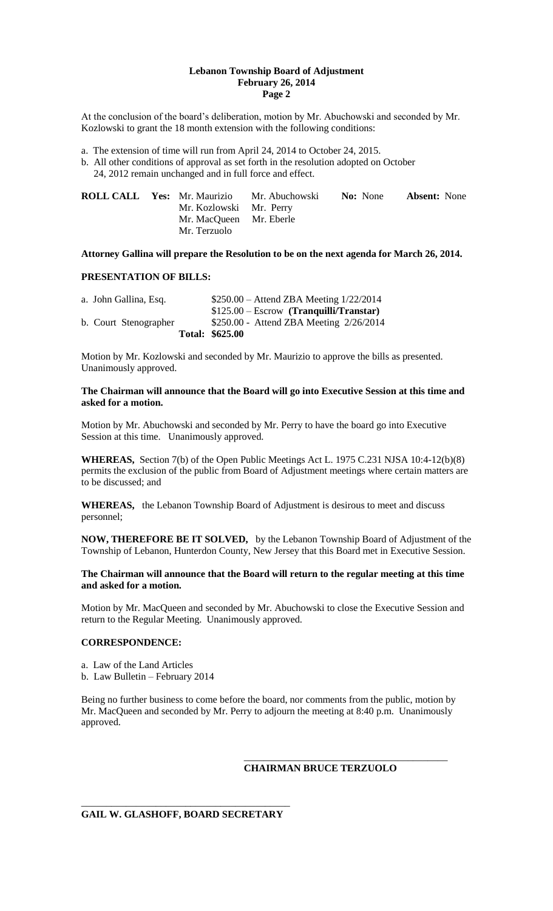At the conclusion of the board's deliberation, motion by Mr. Abuchowski and seconded by Mr. Kozlowski to grant the 18 month extension with the following conditions:

a. The extension of time will run from April 24, 2014 to October 24, 2015.
b. All other conditions of approval as set forth in the resolution adopted on October 24, 2012 remain unchanged and in full force and effect.

| | | | | | |
|---|---|---|---|---|---|
| **ROLL CALL** | **Yes:** Mr. Maurizio | Mr. Abuchowski | **No:** None | **Absent:** None |
| | Mr. Kozlowski | Mr. Perry | | |
| | Mr. MacQueen | Mr. Eberle | | |
| | Mr. Terzuolo | | | |

**Attorney Gallina will prepare the Resolution to be on the next agenda for March 26, 2014.**

## PRESENTATION OF BILLS:

| | |
|---|---|
| a. John Gallina, Esq. | $250.00 – Attend ZBA Meeting 1/22/2014 |
| | $125.00 – Escrow **(Tranquilli/Transtar)** |
| b. Court Stenographer | $250.00 - Attend ZBA Meeting 2/26/2014 |
| | **Total: $625.00** |

Motion by Mr. Kozlowski and seconded by Mr. Maurizio to approve the bills as presented. Unanimously approved.

**The Chairman will announce that the Board will go into Executive Session at this time and asked for a motion.**

Motion by Mr. Abuchowski and seconded by Mr. Perry to have the board go into Executive Session at this time. Unanimously approved.

**WHEREAS,** Section 7(b) of the Open Public Meetings Act L. 1975 C.231 NJSA 10:4-12(b)(8) permits the exclusion of the public from Board of Adjustment meetings where certain matters are to be discussed; and

**WHEREAS,** the Lebanon Township Board of Adjustment is desirous to meet and discuss personnel;

**NOW, THEREFORE BE IT SOLVED,** by the Lebanon Township Board of Adjustment of the Township of Lebanon, Hunterdon County, New Jersey that this Board met in Executive Session.

**The Chairman will announce that the Board will return to the regular meeting at this time and asked for a motion.**

Motion by Mr. MacQueen and seconded by Mr. Abuchowski to close the Executive Session and return to the Regular Meeting. Unanimously approved.

## CORRESPONDENCE:

a. Law of the Land Articles
b. Law Bulletin – February 2014

Being no further business to come before the board, nor comments from the public, motion by Mr. MacQueen and seconded by Mr. Perry to adjourn the meeting at 8:40 p.m. Unanimously approved.

\_\_\_\_\_\_\_\_\_\_\_\_\_\_\_\_\_\_\_\_\_\_\_\_\_\_\_\_\_\_\_\_\_\_\_\_\_\_\_\_
**CHAIRMAN BRUCE TERZUOLO**

\_\_\_\_\_\_\_\_\_\_\_\_\_\_\_\_\_\_\_\_\_\_\_\_\_\_\_\_\_\_\_\_\_\_\_\_\_\_\_\_
**GAIL W. GLASHOFF, BOARD SECRETARY**